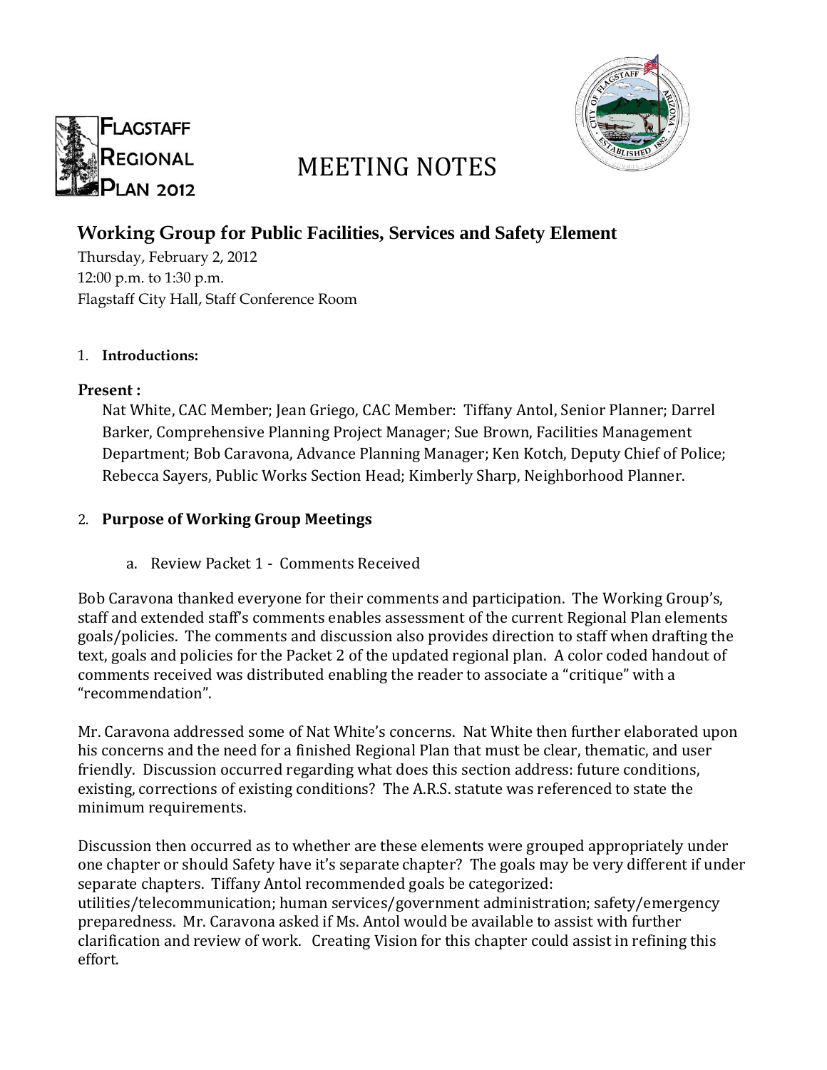Flagstaff Regional Plan 2012

# MEETING NOTES

## Working Group for Public Facilities, Services and Safety Element

Thursday, February 2, 2012
12:00 p.m. to 1:30 p.m.
Flagstaff City Hall, Staff Conference Room

1. **Introductions:**

**Present :**

Nat White, CAC Member; Jean Griego, CAC Member: Tiffany Antol, Senior Planner; Darrel Barker, Comprehensive Planning Project Manager; Sue Brown, Facilities Management Department; Bob Caravona, Advance Planning Manager; Ken Kotch, Deputy Chief of Police; Rebecca Sayers, Public Works Section Head; Kimberly Sharp, Neighborhood Planner.

2. **Purpose of Working Group Meetings**

   a. Review Packet 1 - Comments Received

Bob Caravona thanked everyone for their comments and participation. The Working Group's, staff and extended staff's comments enables assessment of the current Regional Plan elements goals/policies. The comments and discussion also provides direction to staff when drafting the text, goals and policies for the Packet 2 of the updated regional plan. A color coded handout of comments received was distributed enabling the reader to associate a "critique" with a "recommendation".

Mr. Caravona addressed some of Nat White's concerns. Nat White then further elaborated upon his concerns and the need for a finished Regional Plan that must be clear, thematic, and user friendly. Discussion occurred regarding what does this section address: future conditions, existing, corrections of existing conditions? The A.R.S. statute was referenced to state the minimum requirements.

Discussion then occurred as to whether are these elements were grouped appropriately under one chapter or should Safety have it's separate chapter? The goals may be very different if under separate chapters. Tiffany Antol recommended goals be categorized: utilities/telecommunication; human services/government administration; safety/emergency preparedness. Mr. Caravona asked if Ms. Antol would be available to assist with further clarification and review of work. Creating Vision for this chapter could assist in refining this effort.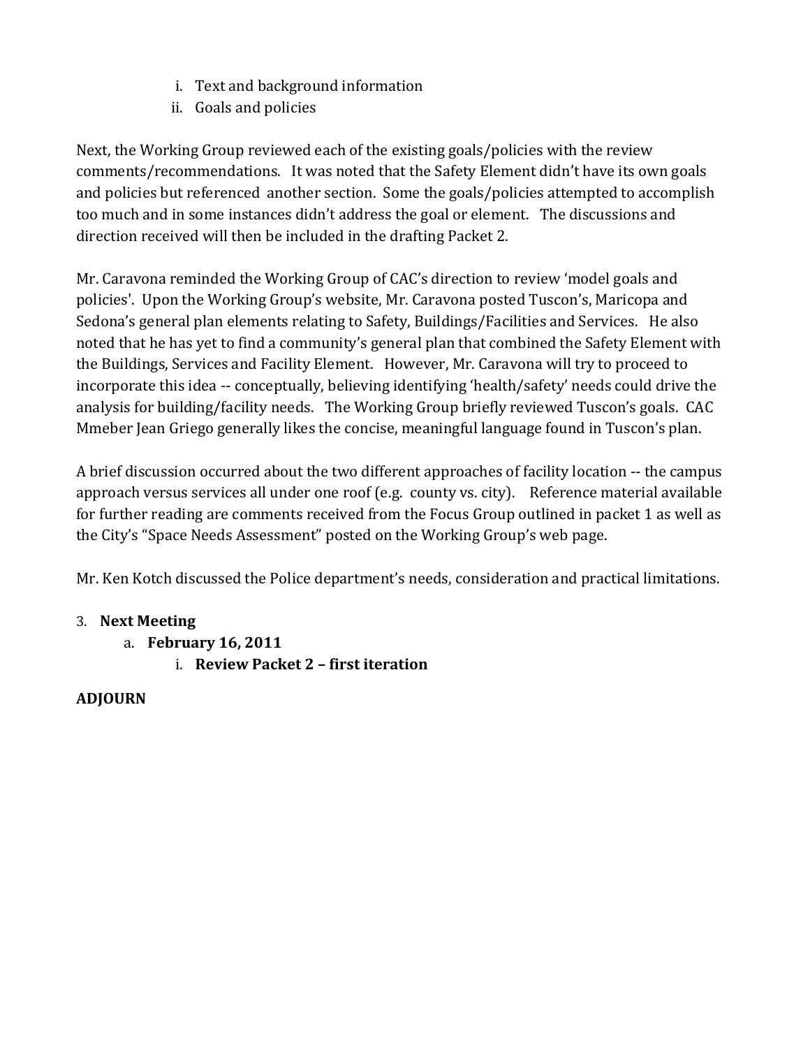i. Text and background information
ii. Goals and policies

Next, the Working Group reviewed each of the existing goals/policies with the review comments/recommendations. It was noted that the Safety Element didn't have its own goals and policies but referenced another section. Some the goals/policies attempted to accomplish too much and in some instances didn't address the goal or element. The discussions and direction received will then be included in the drafting Packet 2.

Mr. Caravona reminded the Working Group of CAC's direction to review 'model goals and policies'. Upon the Working Group's website, Mr. Caravona posted Tuscon's, Maricopa and Sedona's general plan elements relating to Safety, Buildings/Facilities and Services. He also noted that he has yet to find a community's general plan that combined the Safety Element with the Buildings, Services and Facility Element. However, Mr. Caravona will try to proceed to incorporate this idea -- conceptually, believing identifying 'health/safety' needs could drive the analysis for building/facility needs. The Working Group briefly reviewed Tuscon's goals. CAC Mmeber Jean Griego generally likes the concise, meaningful language found in Tuscon's plan.

A brief discussion occurred about the two different approaches of facility location -- the campus approach versus services all under one roof (e.g. county vs. city). Reference material available for further reading are comments received from the Focus Group outlined in packet 1 as well as the City's "Space Needs Assessment" posted on the Working Group's web page.

Mr. Ken Kotch discussed the Police department's needs, consideration and practical limitations.

3. **Next Meeting**
   a. **February 16, 2011**
      i. **Review Packet 2 – first iteration**

**ADJOURN**